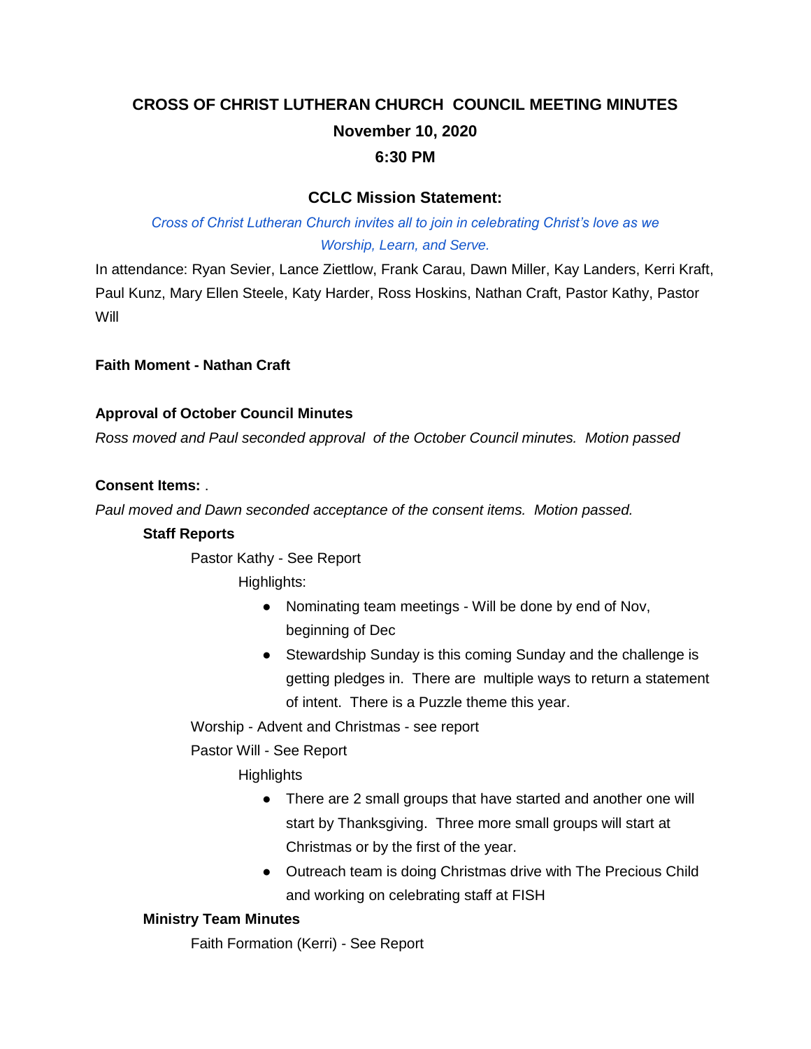# CROSS OF CHRIST LUTHERAN CHURCH COUNCIL MEETING MINUTES

## November 10, 2020

## 6:30 PM

### CCLC Mission Statement:

*Cross of Christ Lutheran Church invites all to join in celebrating Christ's love as we Worship, Learn, and Serve.*

In attendance: Ryan Sevier, Lance Ziettlow, Frank Carau, Dawn Miller, Kay Landers, Kerri Kraft, Paul Kunz, Mary Ellen Steele, Katy Harder, Ross Hoskins, Nathan Craft, Pastor Kathy, Pastor Will

**Faith Moment - Nathan Craft**

**Approval of October Council Minutes**

*Ross moved and Paul seconded approval of the October Council minutes. Motion passed*

**Consent Items:** .

*Paul moved and Dawn seconded acceptance of the consent items. Motion passed.*

**Staff Reports**

Pastor Kathy - See Report

Highlights:

- Nominating team meetings - Will be done by end of Nov, beginning of Dec
- Stewardship Sunday is this coming Sunday and the challenge is getting pledges in. There are multiple ways to return a statement of intent. There is a Puzzle theme this year.

Worship - Advent and Christmas - see report

Pastor Will - See Report

Highlights

- There are 2 small groups that have started and another one will start by Thanksgiving. Three more small groups will start at Christmas or by the first of the year.
- Outreach team is doing Christmas drive with The Precious Child and working on celebrating staff at FISH

**Ministry Team Minutes**

Faith Formation (Kerri) - See Report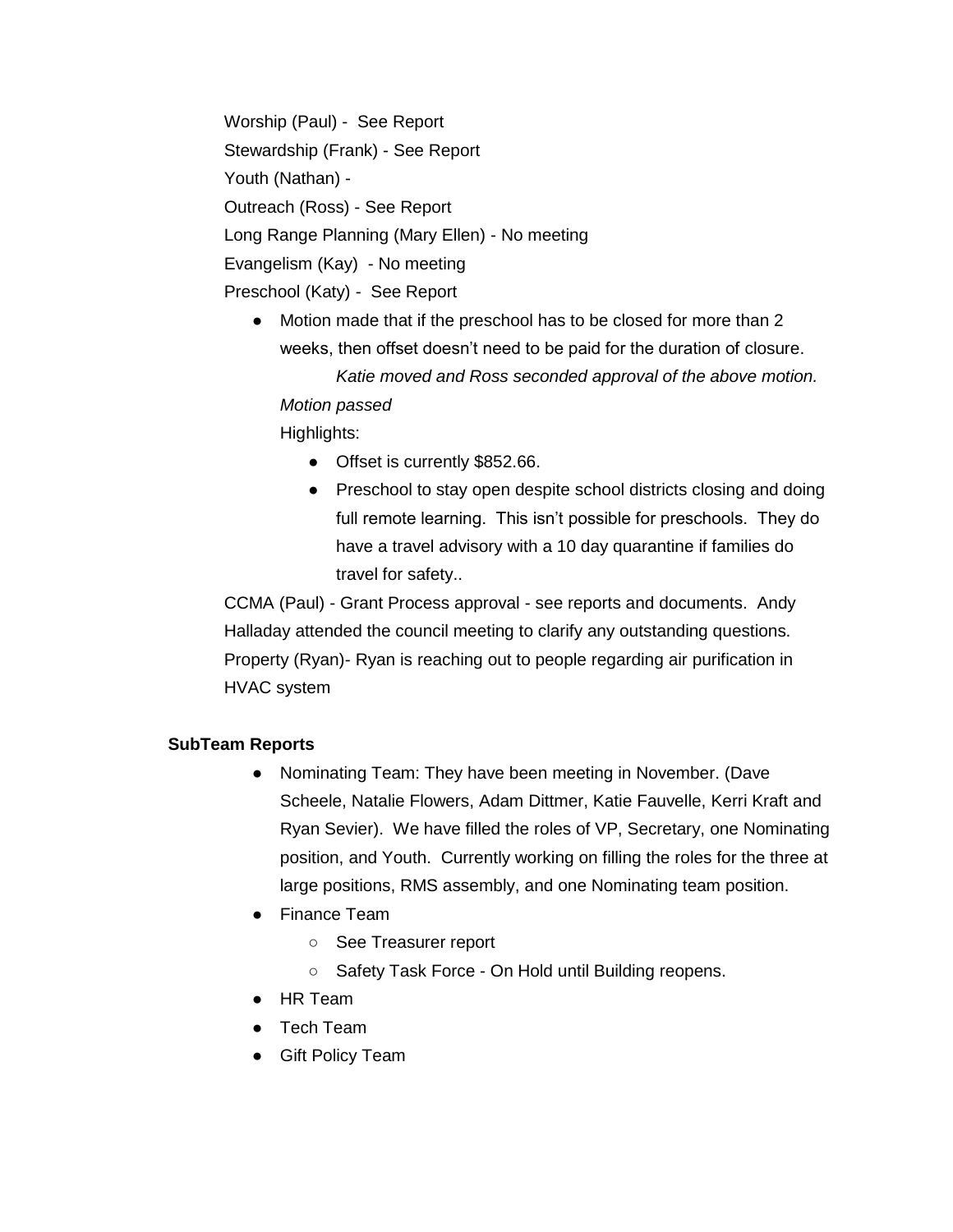Worship (Paul) - See Report

Stewardship (Frank) - See Report

Youth (Nathan) -

Outreach (Ross) - See Report

Long Range Planning (Mary Ellen) - No meeting

Evangelism (Kay) - No meeting

Preschool (Katy) - See Report

- Motion made that if the preschool has to be closed for more than 2 weeks, then offset doesn't need to be paid for the duration of closure.

  *Katie moved and Ross seconded approval of the above motion.*

  *Motion passed*

  Highlights:

  - Offset is currently $852.66.
  - Preschool to stay open despite school districts closing and doing full remote learning. This isn't possible for preschools. They do have a travel advisory with a 10 day quarantine if families do travel for safety..

CCMA (Paul) - Grant Process approval - see reports and documents. Andy Halladay attended the council meeting to clarify any outstanding questions.

Property (Ryan)- Ryan is reaching out to people regarding air purification in HVAC system

**SubTeam Reports**

- Nominating Team: They have been meeting in November. (Dave Scheele, Natalie Flowers, Adam Dittmer, Katie Fauvelle, Kerri Kraft and Ryan Sevier). We have filled the roles of VP, Secretary, one Nominating position, and Youth. Currently working on filling the roles for the three at large positions, RMS assembly, and one Nominating team position.
- Finance Team
  - See Treasurer report
  - Safety Task Force - On Hold until Building reopens.
- HR Team
- Tech Team
- Gift Policy Team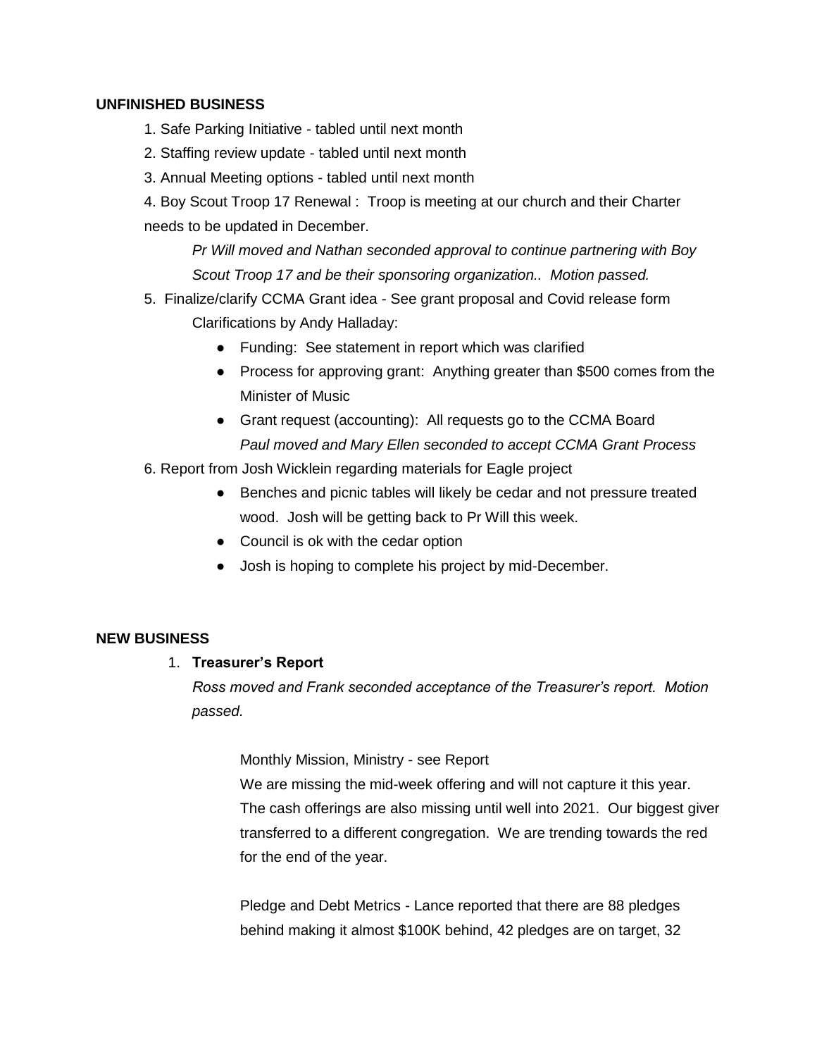**UNFINISHED BUSINESS**

1. Safe Parking Initiative - tabled until next month
2. Staffing review update - tabled until next month
3. Annual Meeting options - tabled until next month
4. Boy Scout Troop 17 Renewal : Troop is meeting at our church and their Charter needs to be updated in December.

   *Pr Will moved and Nathan seconded approval to continue partnering with Boy Scout Troop 17 and be their sponsoring organization.. Motion passed.*

5. Finalize/clarify CCMA Grant idea - See grant proposal and Covid release form

   Clarifications by Andy Halladay:

   - Funding: See statement in report which was clarified
   - Process for approving grant: Anything greater than $500 comes from the Minister of Music
   - Grant request (accounting): All requests go to the CCMA Board

     *Paul moved and Mary Ellen seconded to accept CCMA Grant Process*

6. Report from Josh Wicklein regarding materials for Eagle project
   - Benches and picnic tables will likely be cedar and not pressure treated wood. Josh will be getting back to Pr Will this week.
   - Council is ok with the cedar option
   - Josh is hoping to complete his project by mid-December.

**NEW BUSINESS**

1. **Treasurer's Report**

   *Ross moved and Frank seconded acceptance of the Treasurer's report. Motion passed.*

   Monthly Mission, Ministry - see Report

   We are missing the mid-week offering and will not capture it this year. The cash offerings are also missing until well into 2021. Our biggest giver transferred to a different congregation. We are trending towards the red for the end of the year.

   Pledge and Debt Metrics - Lance reported that there are 88 pledges behind making it almost $100K behind, 42 pledges are on target, 32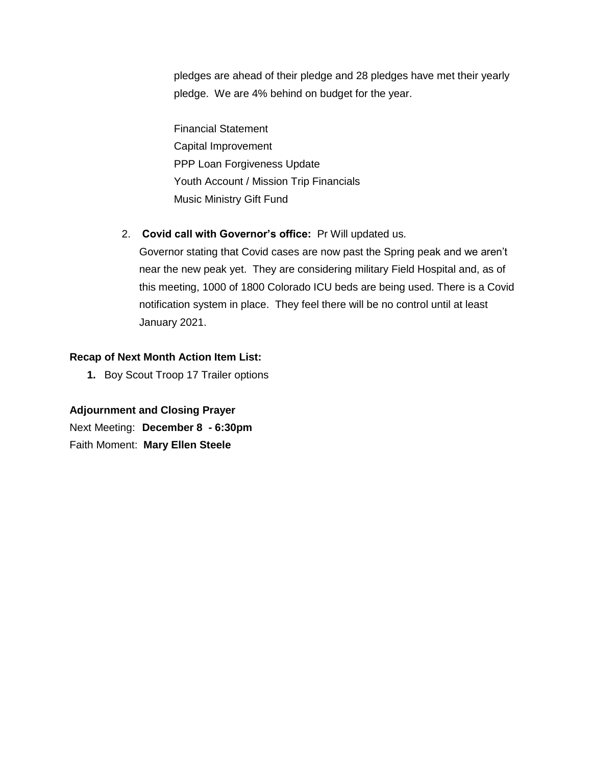pledges are ahead of their pledge and 28 pledges have met their yearly pledge. We are 4% behind on budget for the year.

Financial Statement
Capital Improvement
PPP Loan Forgiveness Update
Youth Account / Mission Trip Financials
Music Ministry Gift Fund

2. **Covid call with Governor's office:** Pr Will updated us.
   Governor stating that Covid cases are now past the Spring peak and we aren't near the new peak yet. They are considering military Field Hospital and, as of this meeting, 1000 of 1800 Colorado ICU beds are being used. There is a Covid notification system in place. They feel there will be no control until at least January 2021.

**Recap of Next Month Action Item List:**

1. Boy Scout Troop 17 Trailer options

**Adjournment and Closing Prayer**

Next Meeting: **December 8 - 6:30pm**
Faith Moment: **Mary Ellen Steele**